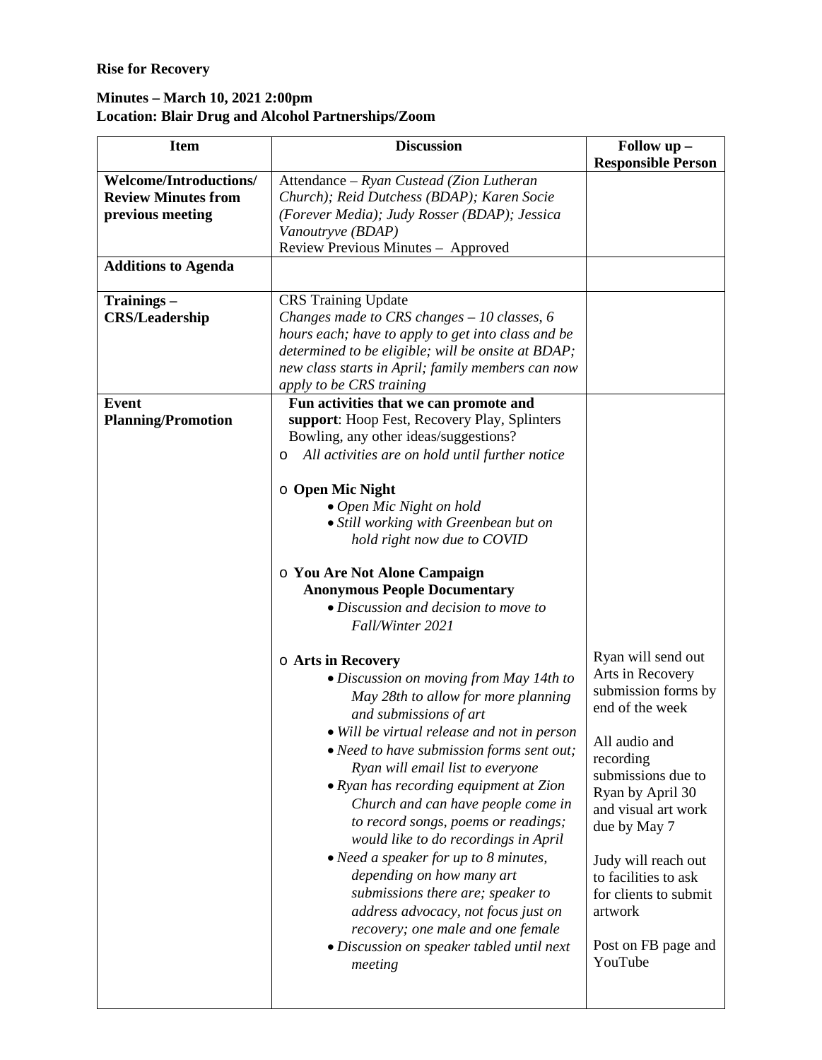**Rise for Recovery**

**Minutes – March 10, 2021 2:00pm**
**Location: Blair Drug and Alcohol Partnerships/Zoom**

| Item | Discussion | Follow up – Responsible Person |
|---|---|---|
| **Welcome/Introductions/ Review Minutes from previous meeting** | Attendance – *Ryan Custead (Zion Lutheran Church); Reid Dutchess (BDAP); Karen Socie (Forever Media); Judy Rosser (BDAP); Jessica Vanoutryve (BDAP)*<br>Review Previous Minutes – Approved | |
| **Additions to Agenda** | | |
| **Trainings – CRS/Leadership** | CRS Training Update<br>*Changes made to CRS changes – 10 classes, 6 hours each; have to apply to get into class and be determined to be eligible; will be onsite at BDAP; new class starts in April; family members can now apply to be CRS training* | |
| **Event Planning/Promotion** | **Fun activities that we can promote and support**: Hoop Fest, Recovery Play, Splinters Bowling, any other ideas/suggestions?<br>o *All activities are on hold until further notice*<br><br>o **Open Mic Night**<br>• *Open Mic Night on hold*<br>• *Still working with Greenbean but on hold right now due to COVID*<br><br>o **You Are Not Alone Campaign Anonymous People Documentary**<br>• *Discussion and decision to move to Fall/Winter 2021*<br><br>o **Arts in Recovery**<br>• *Discussion on moving from May 14th to May 28th to allow for more planning and submissions of art*<br>• *Will be virtual release and not in person*<br>• *Need to have submission forms sent out; Ryan will email list to everyone*<br>• *Ryan has recording equipment at Zion Church and can have people come in to record songs, poems or readings; would like to do recordings in April*<br>• *Need a speaker for up to 8 minutes, depending on how many art submissions there are; speaker to address advocacy, not focus just on recovery; one male and one female*<br>• *Discussion on speaker tabled until next meeting* | Ryan will send out Arts in Recovery submission forms by end of the week<br><br>All audio and recording submissions due to Ryan by April 30 and visual art work due by May 7<br><br>Judy will reach out to facilities to ask for clients to submit artwork<br><br>Post on FB page and YouTube |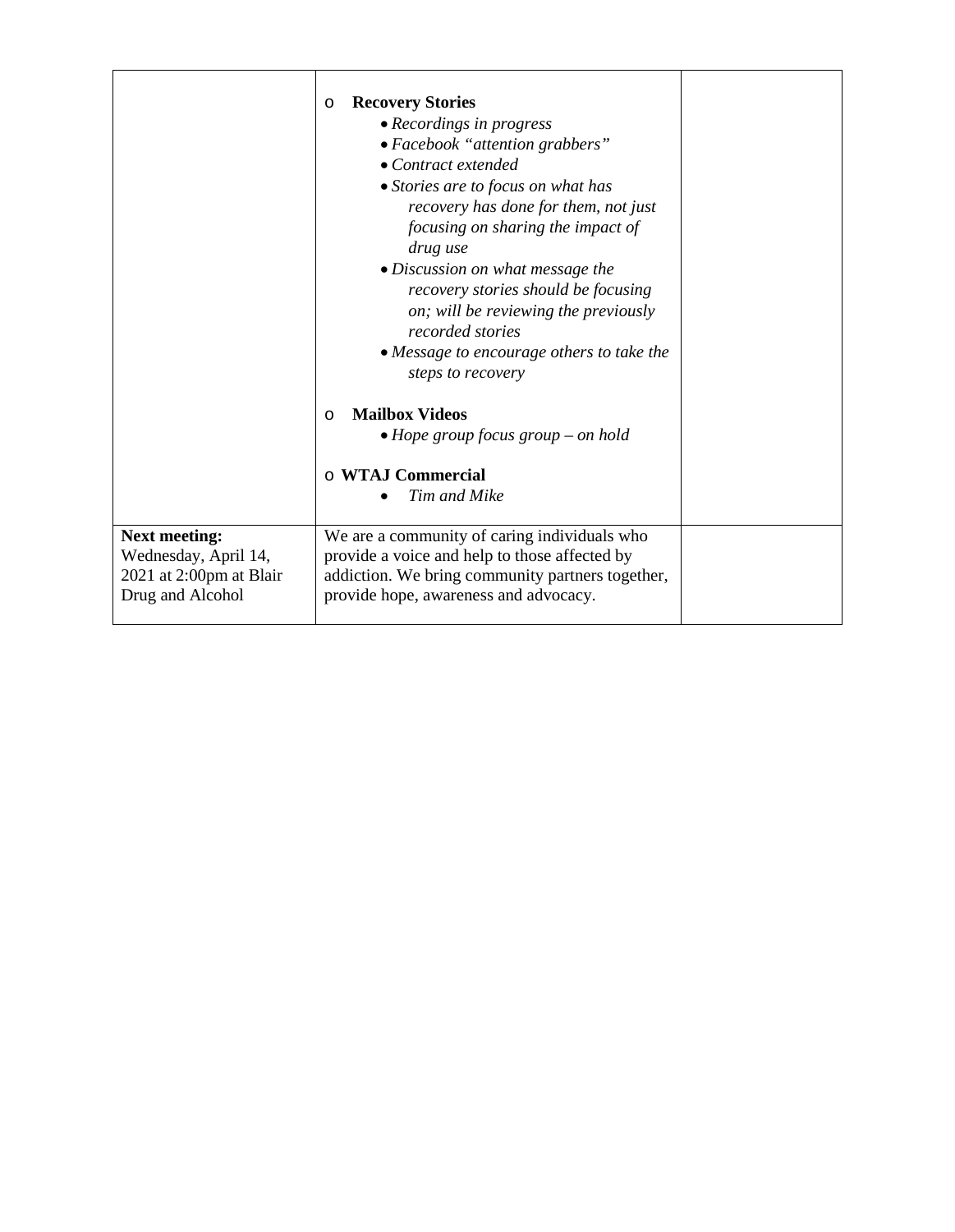| | | |
|---|---|---|
| | o **Recovery Stories**<br>• *Recordings in progress*<br>• *Facebook "attention grabbers"*<br>• *Contract extended*<br>• *Stories are to focus on what has recovery has done for them, not just focusing on sharing the impact of drug use*<br>• *Discussion on what message the recovery stories should be focusing on; will be reviewing the previously recorded stories*<br>• *Message to encourage others to take the steps to recovery*<br><br>o **Mailbox Videos**<br>• *Hope group focus group – on hold*<br><br>o **WTAJ Commercial**<br>• *Tim and Mike* | |
| **Next meeting:** Wednesday, April 14, 2021 at 2:00pm at Blair Drug and Alcohol | We are a community of caring individuals who provide a voice and help to those affected by addiction. We bring community partners together, provide hope, awareness and advocacy. | |